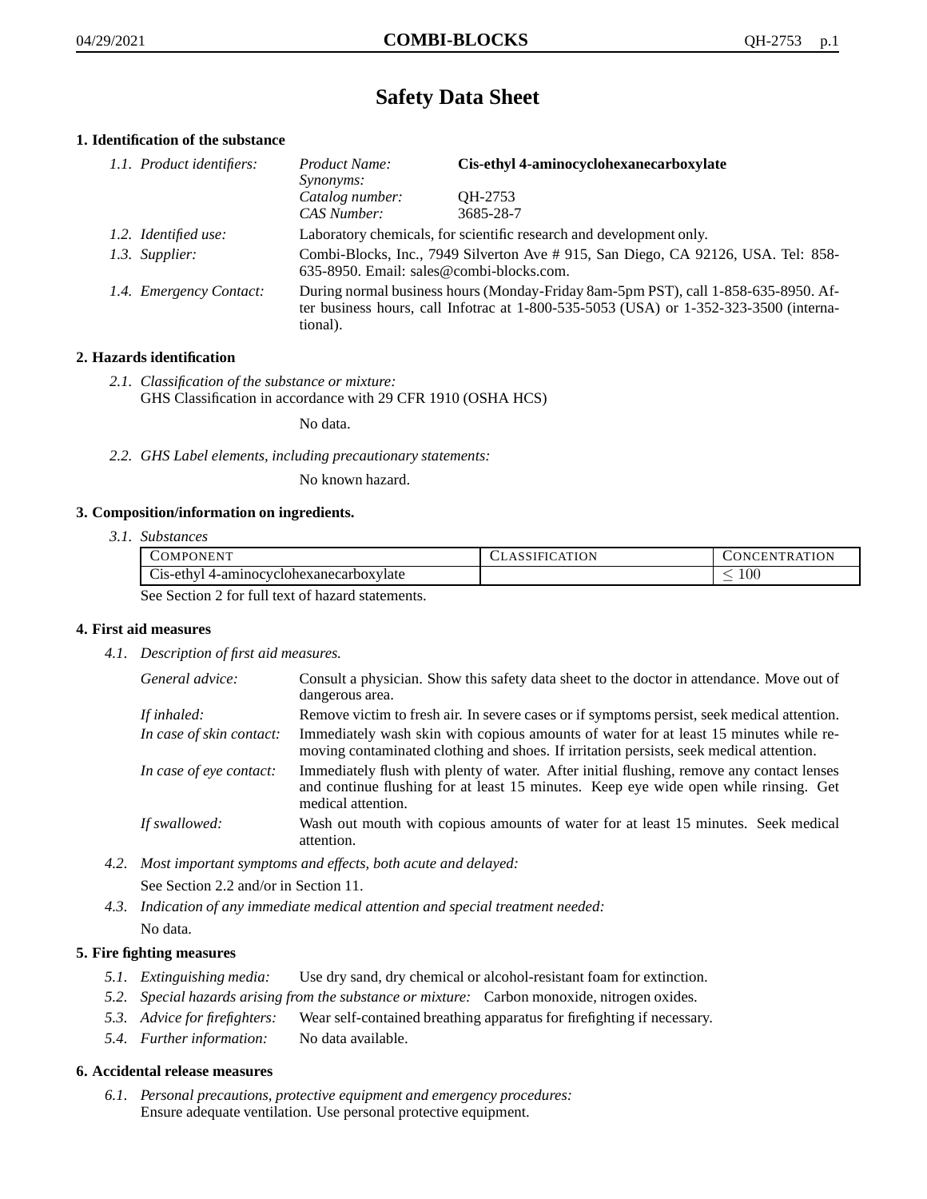# Safety Data Sheet

## 1. Identification of the substance

*1.1. Product identifiers:*

| | |
|---|---|
| *Product Name:* | **Cis-ethyl 4-aminocyclohexanecarboxylate** |
| *Synonyms:* | |
| *Catalog number:* | QH-2753 |
| *CAS Number:* | 3685-28-7 |

*1.2. Identified use:* Laboratory chemicals, for scientific research and development only.

*1.3. Supplier:* Combi-Blocks, Inc., 7949 Silverton Ave # 915, San Diego, CA 92126, USA. Tel: 858-635-8950. Email: sales@combi-blocks.com.

*1.4. Emergency Contact:* During normal business hours (Monday-Friday 8am-5pm PST), call 1-858-635-8950. After business hours, call Infotrac at 1-800-535-5053 (USA) or 1-352-323-3500 (international).

## 2. Hazards identification

*2.1. Classification of the substance or mixture:*
GHS Classification in accordance with 29 CFR 1910 (OSHA HCS)

No data.

*2.2. GHS Label elements, including precautionary statements:*

No known hazard.

## 3. Composition/information on ingredients.

*3.1. Substances*

| COMPONENT | CLASSIFICATION | CONCENTRATION |
|---|---|---|
| Cis-ethyl 4-aminocyclohexanecarboxylate | | $\leq 100$ |

See Section 2 for full text of hazard statements.

## 4. First aid measures

*4.1. Description of first aid measures.*

*General advice:* Consult a physician. Show this safety data sheet to the doctor in attendance. Move out of dangerous area.

*If inhaled:* Remove victim to fresh air. In severe cases or if symptoms persist, seek medical attention.

*In case of skin contact:* Immediately wash skin with copious amounts of water for at least 15 minutes while removing contaminated clothing and shoes. If irritation persists, seek medical attention.

*In case of eye contact:* Immediately flush with plenty of water. After initial flushing, remove any contact lenses and continue flushing for at least 15 minutes. Keep eye wide open while rinsing. Get medical attention.

*If swallowed:* Wash out mouth with copious amounts of water for at least 15 minutes. Seek medical attention.

*4.2. Most important symptoms and effects, both acute and delayed:*

See Section 2.2 and/or in Section 11.

*4.3. Indication of any immediate medical attention and special treatment needed:*

No data.

## 5. Fire fighting measures

*5.1. Extinguishing media:* Use dry sand, dry chemical or alcohol-resistant foam for extinction.

*5.2. Special hazards arising from the substance or mixture:* Carbon monoxide, nitrogen oxides.

*5.3. Advice for firefighters:* Wear self-contained breathing apparatus for firefighting if necessary.

*5.4. Further information:* No data available.

## 6. Accidental release measures

*6.1. Personal precautions, protective equipment and emergency procedures:*
Ensure adequate ventilation. Use personal protective equipment.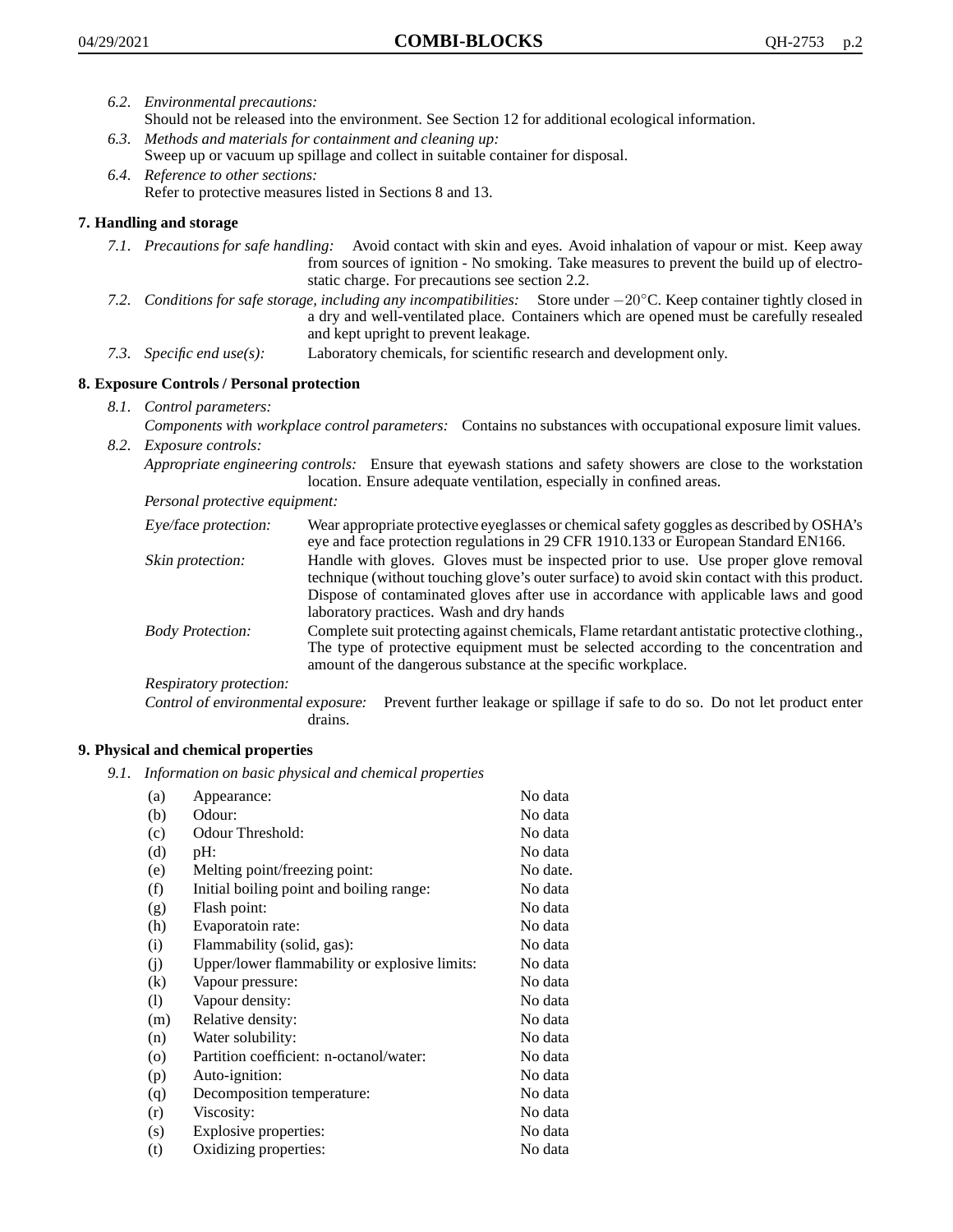6.2. *Environmental precautions:*
Should not be released into the environment. See Section 12 for additional ecological information.

6.3. *Methods and materials for containment and cleaning up:*
Sweep up or vacuum up spillage and collect in suitable container for disposal.

6.4. *Reference to other sections:*
Refer to protective measures listed in Sections 8 and 13.

## 7. Handling and storage

7.1. *Precautions for safe handling:* Avoid contact with skin and eyes. Avoid inhalation of vapour or mist. Keep away from sources of ignition - No smoking. Take measures to prevent the build up of electrostatic charge. For precautions see section 2.2.

7.2. *Conditions for safe storage, including any incompatibilities:* Store under $-20°C$. Keep container tightly closed in a dry and well-ventilated place. Containers which are opened must be carefully resealed and kept upright to prevent leakage.

7.3. *Specific end use(s):* Laboratory chemicals, for scientific research and development only.

## 8. Exposure Controls / Personal protection

8.1. *Control parameters:*
*Components with workplace control parameters:* Contains no substances with occupational exposure limit values.

8.2. *Exposure controls:*
*Appropriate engineering controls:* Ensure that eyewash stations and safety showers are close to the workstation location. Ensure adequate ventilation, especially in confined areas.

*Personal protective equipment:*

*Eye/face protection:* Wear appropriate protective eyeglasses or chemical safety goggles as described by OSHA's eye and face protection regulations in 29 CFR 1910.133 or European Standard EN166.

*Skin protection:* Handle with gloves. Gloves must be inspected prior to use. Use proper glove removal technique (without touching glove's outer surface) to avoid skin contact with this product. Dispose of contaminated gloves after use in accordance with applicable laws and good laboratory practices. Wash and dry hands

*Body Protection:* Complete suit protecting against chemicals, Flame retardant antistatic protective clothing., The type of protective equipment must be selected according to the concentration and amount of the dangerous substance at the specific workplace.

*Respiratory protection:*

*Control of environmental exposure:* Prevent further leakage or spillage if safe to do so. Do not let product enter drains.

## 9. Physical and chemical properties

9.1. *Information on basic physical and chemical properties*

| | | |
|---|---|---|
| (a) | Appearance: | No data |
| (b) | Odour: | No data |
| (c) | Odour Threshold: | No data |
| (d) | pH: | No data |
| (e) | Melting point/freezing point: | No date. |
| (f) | Initial boiling point and boiling range: | No data |
| (g) | Flash point: | No data |
| (h) | Evaporatoin rate: | No data |
| (i) | Flammability (solid, gas): | No data |
| (j) | Upper/lower flammability or explosive limits: | No data |
| (k) | Vapour pressure: | No data |
| (l) | Vapour density: | No data |
| (m) | Relative density: | No data |
| (n) | Water solubility: | No data |
| (o) | Partition coefficient: n-octanol/water: | No data |
| (p) | Auto-ignition: | No data |
| (q) | Decomposition temperature: | No data |
| (r) | Viscosity: | No data |
| (s) | Explosive properties: | No data |
| (t) | Oxidizing properties: | No data |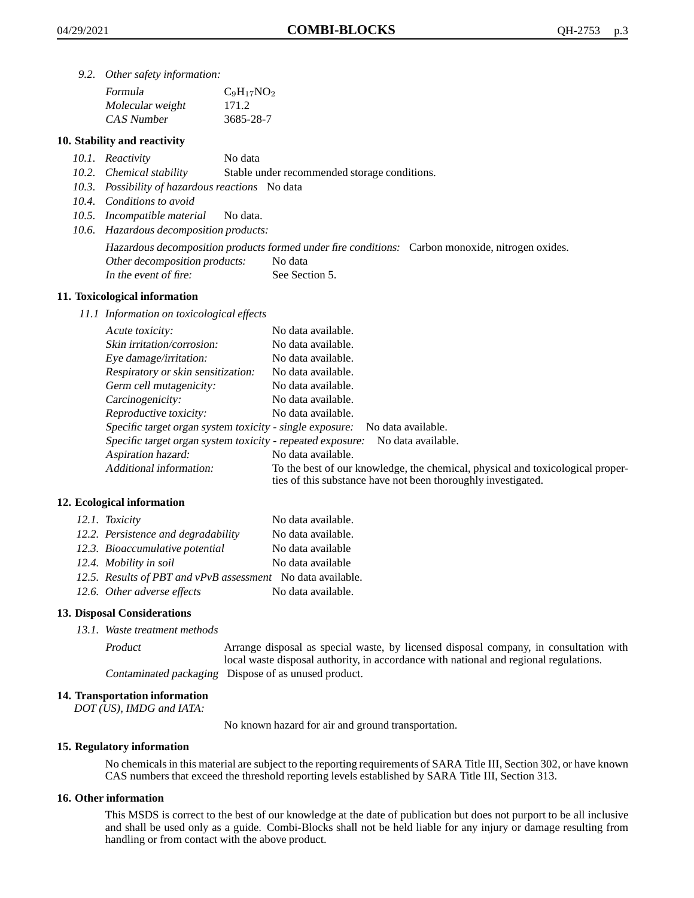*9.2. Other safety information:*

| | |
|---|---|
| *Formula* | $C_9H_{17}NO_2$ |
| *Molecular weight* | 171.2 |
| *CAS Number* | 3685-28-7 |

## 10. Stability and reactivity

- *10.1. Reactivity* No data
- *10.2. Chemical stability* Stable under recommended storage conditions.
- *10.3. Possibility of hazardous reactions* No data
- *10.4. Conditions to avoid*
- *10.5. Incompatible material* No data.
- *10.6. Hazardous decomposition products:*

*Hazardous decomposition products formed under fire conditions:* Carbon monoxide, nitrogen oxides.
*Other decomposition products:* No data
*In the event of fire:* See Section 5.

## 11. Toxicological information

*11.1 Information on toxicological effects*

| | |
|---|---|
| *Acute toxicity:* | No data available. |
| *Skin irritation/corrosion:* | No data available. |
| *Eye damage/irritation:* | No data available. |
| *Respiratory or skin sensitization:* | No data available. |
| *Germ cell mutagenicity:* | No data available. |
| *Carcinogenicity:* | No data available. |
| *Reproductive toxicity:* | No data available. |
| *Specific target organ system toxicity - single exposure:* | No data available. |
| *Specific target organ system toxicity - repeated exposure:* | No data available. |
| *Aspiration hazard:* | No data available. |
| *Additional information:* | To the best of our knowledge, the chemical, physical and toxicological properties of this substance have not been thoroughly investigated. |

## 12. Ecological information

| | |
|---|---|
| *12.1. Toxicity* | No data available. |
| *12.2. Persistence and degradability* | No data available. |
| *12.3. Bioaccumulative potential* | No data available |
| *12.4. Mobility in soil* | No data available |
| *12.5. Results of PBT and vPvB assessment* | No data available. |
| *12.6. Other adverse effects* | No data available. |

## 13. Disposal Considerations

*13.1. Waste treatment methods*

*Product* Arrange disposal as special waste, by licensed disposal company, in consultation with local waste disposal authority, in accordance with national and regional regulations.
*Contaminated packaging* Dispose of as unused product.

## 14. Transportation information

*DOT (US), IMDG and IATA:*

No known hazard for air and ground transportation.

## 15. Regulatory information

No chemicals in this material are subject to the reporting requirements of SARA Title III, Section 302, or have known CAS numbers that exceed the threshold reporting levels established by SARA Title III, Section 313.

## 16. Other information

This MSDS is correct to the best of our knowledge at the date of publication but does not purport to be all inclusive and shall be used only as a guide. Combi-Blocks shall not be held liable for any injury or damage resulting from handling or from contact with the above product.